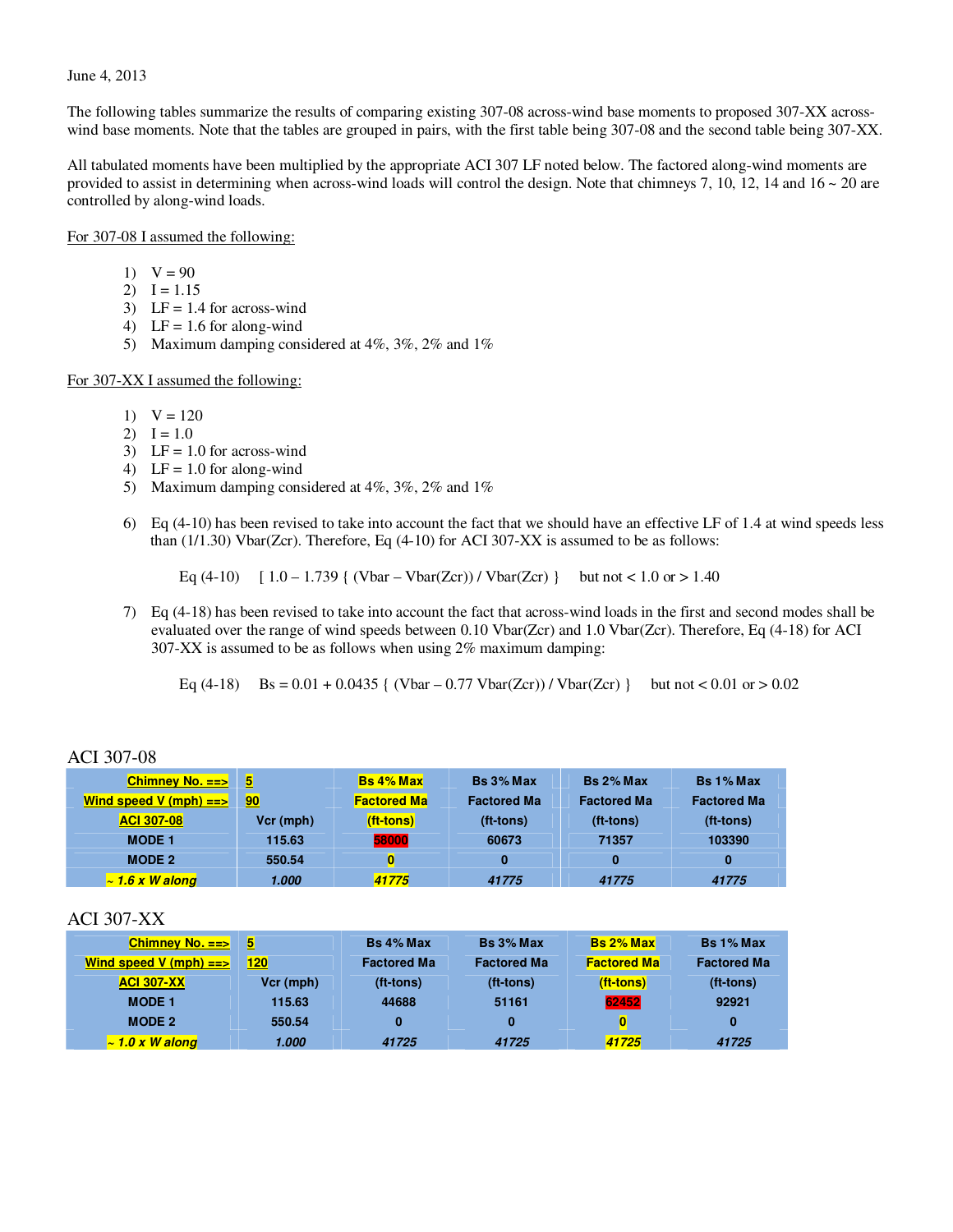June 4, 2013

The following tables summarize the results of comparing existing 307-08 across-wind base moments to proposed 307-XX across-wind base moments. Note that the tables are grouped in pairs, with the first table being 307-08 and the second table being 307-XX.

All tabulated moments have been multiplied by the appropriate ACI 307 LF noted below. The factored along-wind moments are provided to assist in determining when across-wind loads will control the design. Note that chimneys 7, 10, 12, 14 and 16 ~ 20 are controlled by along-wind loads.

For 307-08 I assumed the following:

1) V = 90
2) I = 1.15
3) LF = 1.4 for across-wind
4) LF = 1.6 for along-wind
5) Maximum damping considered at 4%, 3%, 2% and 1%

For 307-XX I assumed the following:

1) V = 120
2) I = 1.0
3) LF = 1.0 for across-wind
4) LF = 1.0 for along-wind
5) Maximum damping considered at 4%, 3%, 2% and 1%
6) Eq (4-10) has been revised to take into account the fact that we should have an effective LF of 1.4 at wind speeds less than (1/1.30) Vbar(Zcr). Therefore, Eq (4-10) for ACI 307-XX is assumed to be as follows:

   Eq (4-10) $[\,1.0 - 1.739\ \{ (\bar{V} - \bar{V}(Z_{cr})) / \bar{V}(Z_{cr}) \}$ but not < 1.0 or > 1.40

7) Eq (4-18) has been revised to take into account the fact that across-wind loads in the first and second modes shall be evaluated over the range of wind speeds between 0.10 Vbar(Zcr) and 1.0 Vbar(Zcr). Therefore, Eq (4-18) for ACI 307-XX is assumed to be as follows when using 2% maximum damping:

   Eq (4-18) $B_s = 0.01 + 0.0435\ \{ (\bar{V} - 0.77\ \bar{V}(Z_{cr})) / \bar{V}(Z_{cr}) \}$ but not < 0.01 or > 0.02

## ACI 307-08

| Chimney No. ==> | 5 | Bs 4% Max | Bs 3% Max | Bs 2% Max | Bs 1% Max |
|---|---|---|---|---|---|
| Wind speed V (mph) ==> | 90 | Factored Ma | Factored Ma | Factored Ma | Factored Ma |
| ACI 307-08 | Vcr (mph) | (ft-tons) | (ft-tons) | (ft-tons) | (ft-tons) |
| MODE 1 | 115.63 | 58000 | 60673 | 71357 | 103390 |
| MODE 2 | 550.54 | 0 | 0 | 0 | 0 |
| *~ 1.6 x W along* | *1.000* | *41775* | *41775* | *41775* | *41775* |

## ACI 307-XX

| Chimney No. ==> | 5 | Bs 4% Max | Bs 3% Max | Bs 2% Max | Bs 1% Max |
|---|---|---|---|---|---|
| Wind speed V (mph) ==> | 120 | Factored Ma | Factored Ma | Factored Ma | Factored Ma |
| ACI 307-XX | Vcr (mph) | (ft-tons) | (ft-tons) | (ft-tons) | (ft-tons) |
| MODE 1 | 115.63 | 44688 | 51161 | 62452 | 92921 |
| MODE 2 | 550.54 | 0 | 0 | 0 | 0 |
| *~ 1.0 x W along* | *1.000* | *41725* | *41725* | *41725* | *41725* |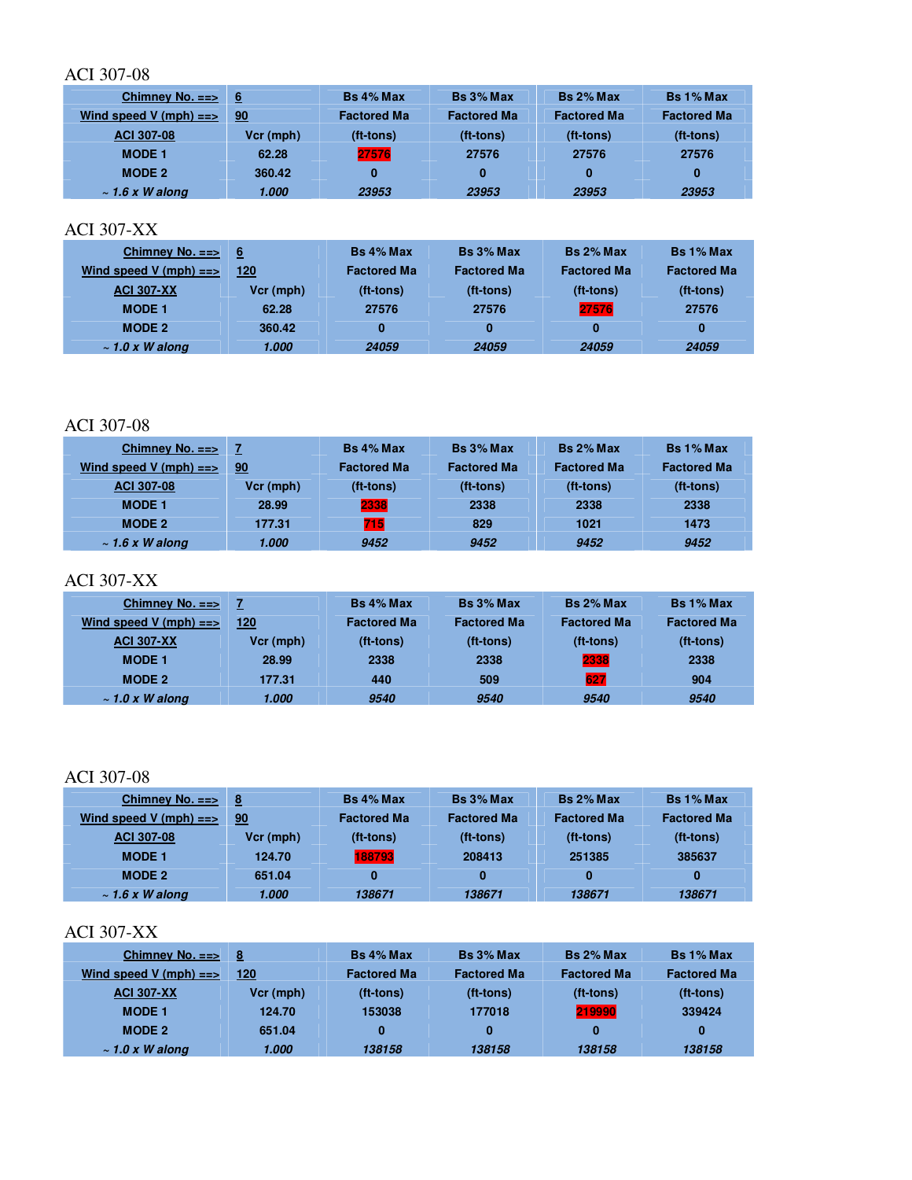ACI 307-08

| Chimney No. ==> | 6 | Bs 4% Max | Bs 3% Max | Bs 2% Max | Bs 1% Max |
|---|---|---|---|---|---|
| Wind speed V (mph) ==> | 90 | Factored Ma | Factored Ma | Factored Ma | Factored Ma |
| ACI 307-08 | Vcr (mph) | (ft-tons) | (ft-tons) | (ft-tons) | (ft-tons) |
| MODE 1 | 62.28 | 27576 | 27576 | 27576 | 27576 |
| MODE 2 | 360.42 | 0 | 0 | 0 | 0 |
| *~ 1.6 x W along* | *1.000* | *23953* | *23953* | *23953* | *23953* |

ACI 307-XX

| Chimney No. ==> | 6 | Bs 4% Max | Bs 3% Max | Bs 2% Max | Bs 1% Max |
|---|---|---|---|---|---|
| Wind speed V (mph) ==> | 120 | Factored Ma | Factored Ma | Factored Ma | Factored Ma |
| ACI 307-XX | Vcr (mph) | (ft-tons) | (ft-tons) | (ft-tons) | (ft-tons) |
| MODE 1 | 62.28 | 27576 | 27576 | 27576 | 27576 |
| MODE 2 | 360.42 | 0 | 0 | 0 | 0 |
| *~ 1.0 x W along* | *1.000* | *24059* | *24059* | *24059* | *24059* |

ACI 307-08

| Chimney No. ==> | 7 | Bs 4% Max | Bs 3% Max | Bs 2% Max | Bs 1% Max |
|---|---|---|---|---|---|
| Wind speed V (mph) ==> | 90 | Factored Ma | Factored Ma | Factored Ma | Factored Ma |
| ACI 307-08 | Vcr (mph) | (ft-tons) | (ft-tons) | (ft-tons) | (ft-tons) |
| MODE 1 | 28.99 | 2338 | 2338 | 2338 | 2338 |
| MODE 2 | 177.31 | 715 | 829 | 1021 | 1473 |
| *~ 1.6 x W along* | *1.000* | *9452* | *9452* | *9452* | *9452* |

ACI 307-XX

| Chimney No. ==> | 7 | Bs 4% Max | Bs 3% Max | Bs 2% Max | Bs 1% Max |
|---|---|---|---|---|---|
| Wind speed V (mph) ==> | 120 | Factored Ma | Factored Ma | Factored Ma | Factored Ma |
| ACI 307-XX | Vcr (mph) | (ft-tons) | (ft-tons) | (ft-tons) | (ft-tons) |
| MODE 1 | 28.99 | 2338 | 2338 | 2338 | 2338 |
| MODE 2 | 177.31 | 440 | 509 | 627 | 904 |
| *~ 1.0 x W along* | *1.000* | *9540* | *9540* | *9540* | *9540* |

ACI 307-08

| Chimney No. ==> | 8 | Bs 4% Max | Bs 3% Max | Bs 2% Max | Bs 1% Max |
|---|---|---|---|---|---|
| Wind speed V (mph) ==> | 90 | Factored Ma | Factored Ma | Factored Ma | Factored Ma |
| ACI 307-08 | Vcr (mph) | (ft-tons) | (ft-tons) | (ft-tons) | (ft-tons) |
| MODE 1 | 124.70 | 188793 | 208413 | 251385 | 385637 |
| MODE 2 | 651.04 | 0 | 0 | 0 | 0 |
| *~ 1.6 x W along* | *1.000* | *138671* | *138671* | *138671* | *138671* |

ACI 307-XX

| Chimney No. ==> | 8 | Bs 4% Max | Bs 3% Max | Bs 2% Max | Bs 1% Max |
|---|---|---|---|---|---|
| Wind speed V (mph) ==> | 120 | Factored Ma | Factored Ma | Factored Ma | Factored Ma |
| ACI 307-XX | Vcr (mph) | (ft-tons) | (ft-tons) | (ft-tons) | (ft-tons) |
| MODE 1 | 124.70 | 153038 | 177018 | 219990 | 339424 |
| MODE 2 | 651.04 | 0 | 0 | 0 | 0 |
| *~ 1.0 x W along* | *1.000* | *138158* | *138158* | *138158* | *138158* |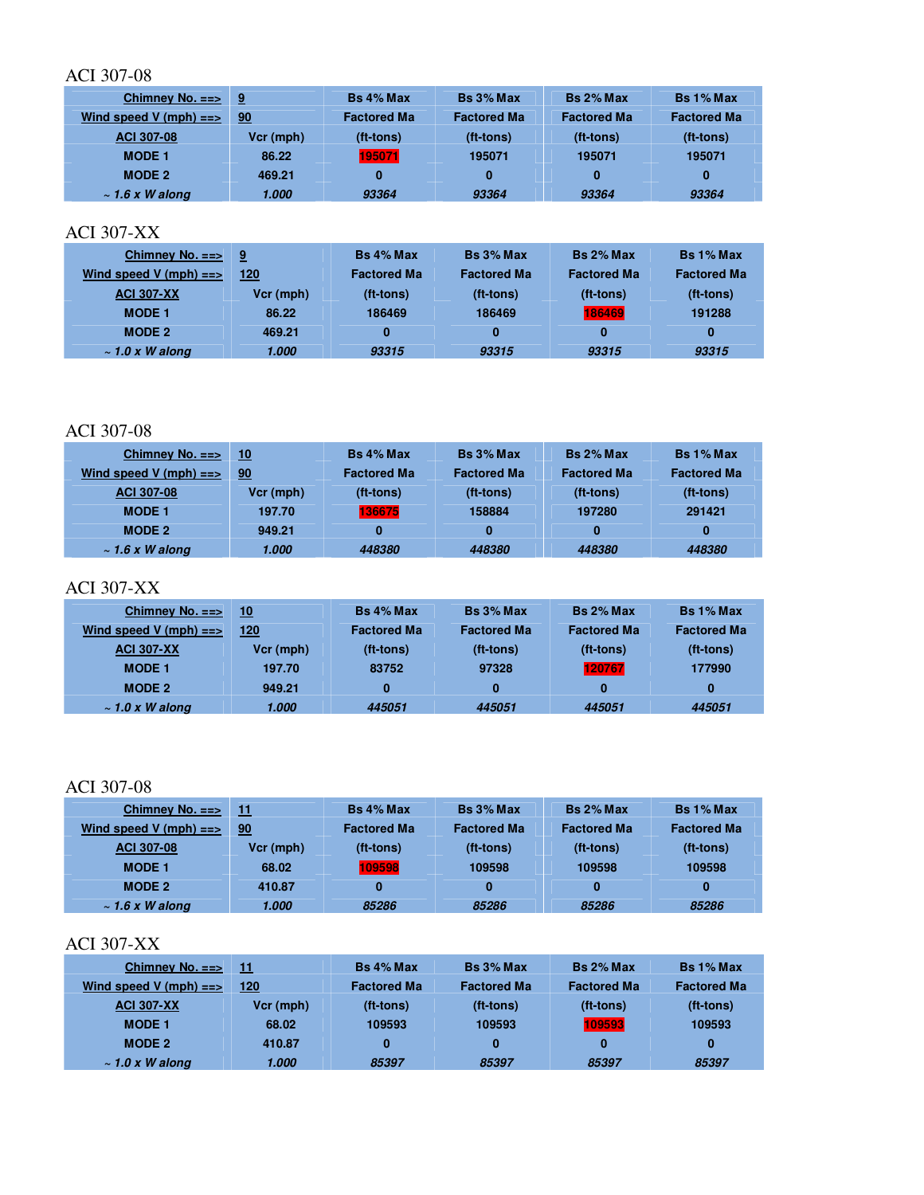ACI 307-08

| Chimney No. ==> | 9 | Bs 4% Max | Bs 3% Max | Bs 2% Max | Bs 1% Max |
|---|---|---|---|---|---|
| Wind speed V (mph) ==> | 90 | Factored Ma | Factored Ma | Factored Ma | Factored Ma |
| ACI 307-08 | Vcr (mph) | (ft-tons) | (ft-tons) | (ft-tons) | (ft-tons) |
| MODE 1 | 86.22 | 195071 | 195071 | 195071 | 195071 |
| MODE 2 | 469.21 | 0 | 0 | 0 | 0 |
| *~ 1.6 x W along* | *1.000* | *93364* | *93364* | *93364* | *93364* |

ACI 307-XX

| Chimney No. ==> | 9 | Bs 4% Max | Bs 3% Max | Bs 2% Max | Bs 1% Max |
|---|---|---|---|---|---|
| Wind speed V (mph) ==> | 120 | Factored Ma | Factored Ma | Factored Ma | Factored Ma |
| ACI 307-XX | Vcr (mph) | (ft-tons) | (ft-tons) | (ft-tons) | (ft-tons) |
| MODE 1 | 86.22 | 186469 | 186469 | 186469 | 191288 |
| MODE 2 | 469.21 | 0 | 0 | 0 | 0 |
| *~ 1.0 x W along* | *1.000* | *93315* | *93315* | *93315* | *93315* |

ACI 307-08

| Chimney No. ==> | 10 | Bs 4% Max | Bs 3% Max | Bs 2% Max | Bs 1% Max |
|---|---|---|---|---|---|
| Wind speed V (mph) ==> | 90 | Factored Ma | Factored Ma | Factored Ma | Factored Ma |
| ACI 307-08 | Vcr (mph) | (ft-tons) | (ft-tons) | (ft-tons) | (ft-tons) |
| MODE 1 | 197.70 | 136675 | 158884 | 197280 | 291421 |
| MODE 2 | 949.21 | 0 | 0 | 0 | 0 |
| *~ 1.6 x W along* | *1.000* | *448380* | *448380* | *448380* | *448380* |

ACI 307-XX

| Chimney No. ==> | 10 | Bs 4% Max | Bs 3% Max | Bs 2% Max | Bs 1% Max |
|---|---|---|---|---|---|
| Wind speed V (mph) ==> | 120 | Factored Ma | Factored Ma | Factored Ma | Factored Ma |
| ACI 307-XX | Vcr (mph) | (ft-tons) | (ft-tons) | (ft-tons) | (ft-tons) |
| MODE 1 | 197.70 | 83752 | 97328 | 120767 | 177990 |
| MODE 2 | 949.21 | 0 | 0 | 0 | 0 |
| *~ 1.0 x W along* | *1.000* | *445051* | *445051* | *445051* | *445051* |

ACI 307-08

| Chimney No. ==> | 11 | Bs 4% Max | Bs 3% Max | Bs 2% Max | Bs 1% Max |
|---|---|---|---|---|---|
| Wind speed V (mph) ==> | 90 | Factored Ma | Factored Ma | Factored Ma | Factored Ma |
| ACI 307-08 | Vcr (mph) | (ft-tons) | (ft-tons) | (ft-tons) | (ft-tons) |
| MODE 1 | 68.02 | 109598 | 109598 | 109598 | 109598 |
| MODE 2 | 410.87 | 0 | 0 | 0 | 0 |
| *~ 1.6 x W along* | *1.000* | *85286* | *85286* | *85286* | *85286* |

ACI 307-XX

| Chimney No. ==> | 11 | Bs 4% Max | Bs 3% Max | Bs 2% Max | Bs 1% Max |
|---|---|---|---|---|---|
| Wind speed V (mph) ==> | 120 | Factored Ma | Factored Ma | Factored Ma | Factored Ma |
| ACI 307-XX | Vcr (mph) | (ft-tons) | (ft-tons) | (ft-tons) | (ft-tons) |
| MODE 1 | 68.02 | 109593 | 109593 | 109593 | 109593 |
| MODE 2 | 410.87 | 0 | 0 | 0 | 0 |
| *~ 1.0 x W along* | *1.000* | *85397* | *85397* | *85397* | *85397* |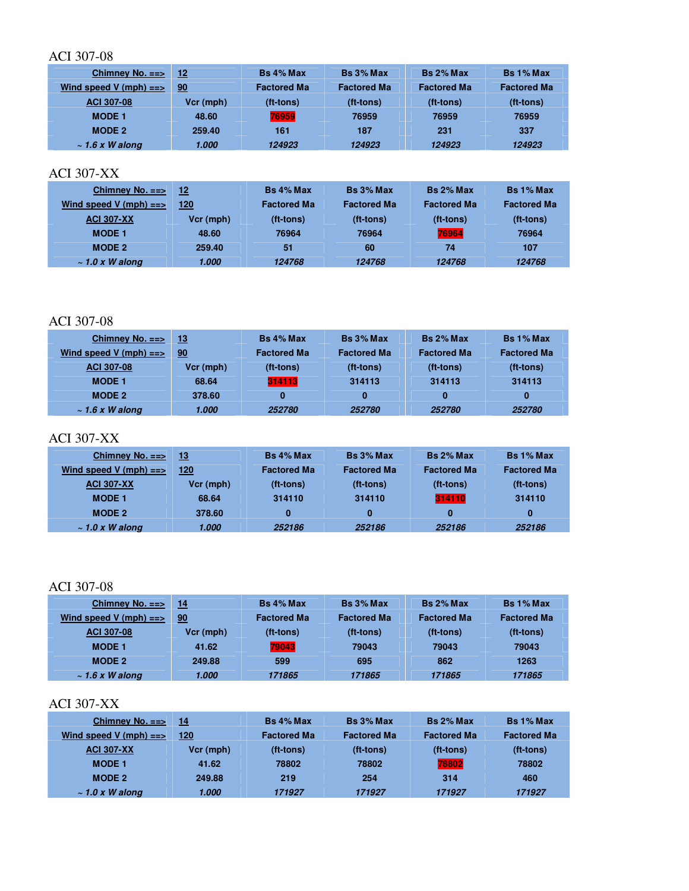ACI 307-08

| Chimney No. ==> | 12 | Bs 4% Max | Bs 3% Max | Bs 2% Max | Bs 1% Max |
|---|---|---|---|---|---|
| Wind speed V (mph) ==> | 90 | Factored Ma | Factored Ma | Factored Ma | Factored Ma |
| ACI 307-08 | Vcr (mph) | (ft-tons) | (ft-tons) | (ft-tons) | (ft-tons) |
| MODE 1 | 48.60 | 76959 | 76959 | 76959 | 76959 |
| MODE 2 | 259.40 | 161 | 187 | 231 | 337 |
| *~ 1.6 x W along* | *1.000* | *124923* | *124923* | *124923* | *124923* |

ACI 307-XX

| Chimney No. ==> | 12 | Bs 4% Max | Bs 3% Max | Bs 2% Max | Bs 1% Max |
|---|---|---|---|---|---|
| Wind speed V (mph) ==> | 120 | Factored Ma | Factored Ma | Factored Ma | Factored Ma |
| ACI 307-XX | Vcr (mph) | (ft-tons) | (ft-tons) | (ft-tons) | (ft-tons) |
| MODE 1 | 48.60 | 76964 | 76964 | 76964 | 76964 |
| MODE 2 | 259.40 | 51 | 60 | 74 | 107 |
| *~ 1.0 x W along* | *1.000* | *124768* | *124768* | *124768* | *124768* |

ACI 307-08

| Chimney No. ==> | 13 | Bs 4% Max | Bs 3% Max | Bs 2% Max | Bs 1% Max |
|---|---|---|---|---|---|
| Wind speed V (mph) ==> | 90 | Factored Ma | Factored Ma | Factored Ma | Factored Ma |
| ACI 307-08 | Vcr (mph) | (ft-tons) | (ft-tons) | (ft-tons) | (ft-tons) |
| MODE 1 | 68.64 | 314113 | 314113 | 314113 | 314113 |
| MODE 2 | 378.60 | 0 | 0 | 0 | 0 |
| *~ 1.6 x W along* | *1.000* | *252780* | *252780* | *252780* | *252780* |

ACI 307-XX

| Chimney No. ==> | 13 | Bs 4% Max | Bs 3% Max | Bs 2% Max | Bs 1% Max |
|---|---|---|---|---|---|
| Wind speed V (mph) ==> | 120 | Factored Ma | Factored Ma | Factored Ma | Factored Ma |
| ACI 307-XX | Vcr (mph) | (ft-tons) | (ft-tons) | (ft-tons) | (ft-tons) |
| MODE 1 | 68.64 | 314110 | 314110 | 314110 | 314110 |
| MODE 2 | 378.60 | 0 | 0 | 0 | 0 |
| *~ 1.0 x W along* | *1.000* | *252186* | *252186* | *252186* | *252186* |

ACI 307-08

| Chimney No. ==> | 14 | Bs 4% Max | Bs 3% Max | Bs 2% Max | Bs 1% Max |
|---|---|---|---|---|---|
| Wind speed V (mph) ==> | 90 | Factored Ma | Factored Ma | Factored Ma | Factored Ma |
| ACI 307-08 | Vcr (mph) | (ft-tons) | (ft-tons) | (ft-tons) | (ft-tons) |
| MODE 1 | 41.62 | 79043 | 79043 | 79043 | 79043 |
| MODE 2 | 249.88 | 599 | 695 | 862 | 1263 |
| *~ 1.6 x W along* | *1.000* | *171865* | *171865* | *171865* | *171865* |

ACI 307-XX

| Chimney No. ==> | 14 | Bs 4% Max | Bs 3% Max | Bs 2% Max | Bs 1% Max |
|---|---|---|---|---|---|
| Wind speed V (mph) ==> | 120 | Factored Ma | Factored Ma | Factored Ma | Factored Ma |
| ACI 307-XX | Vcr (mph) | (ft-tons) | (ft-tons) | (ft-tons) | (ft-tons) |
| MODE 1 | 41.62 | 78802 | 78802 | 78802 | 78802 |
| MODE 2 | 249.88 | 219 | 254 | 314 | 460 |
| *~ 1.0 x W along* | *1.000* | *171927* | *171927* | *171927* | *171927* |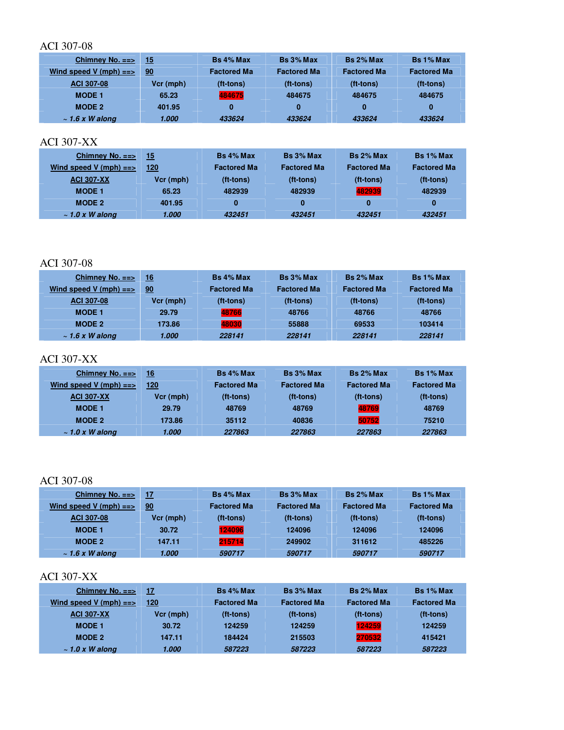ACI 307-08

| Chimney No. ==> | 15 | Bs 4% Max | Bs 3% Max | Bs 2% Max | Bs 1% Max |
|---|---|---|---|---|---|
| Wind speed V (mph) ==> | 90 | Factored Ma | Factored Ma | Factored Ma | Factored Ma |
| ACI 307-08 | Vcr (mph) | (ft-tons) | (ft-tons) | (ft-tons) | (ft-tons) |
| MODE 1 | 65.23 | 484675 | 484675 | 484675 | 484675 |
| MODE 2 | 401.95 | 0 | 0 | 0 | 0 |
| *~ 1.6 x W along* | *1.000* | *433624* | *433624* | *433624* | *433624* |

ACI 307-XX

| Chimney No. ==> | 15 | Bs 4% Max | Bs 3% Max | Bs 2% Max | Bs 1% Max |
|---|---|---|---|---|---|
| Wind speed V (mph) ==> | 120 | Factored Ma | Factored Ma | Factored Ma | Factored Ma |
| ACI 307-XX | Vcr (mph) | (ft-tons) | (ft-tons) | (ft-tons) | (ft-tons) |
| MODE 1 | 65.23 | 482939 | 482939 | 482939 | 482939 |
| MODE 2 | 401.95 | 0 | 0 | 0 | 0 |
| *~ 1.0 x W along* | *1.000* | *432451* | *432451* | *432451* | *432451* |

ACI 307-08

| Chimney No. ==> | 16 | Bs 4% Max | Bs 3% Max | Bs 2% Max | Bs 1% Max |
|---|---|---|---|---|---|
| Wind speed V (mph) ==> | 90 | Factored Ma | Factored Ma | Factored Ma | Factored Ma |
| ACI 307-08 | Vcr (mph) | (ft-tons) | (ft-tons) | (ft-tons) | (ft-tons) |
| MODE 1 | 29.79 | 48766 | 48766 | 48766 | 48766 |
| MODE 2 | 173.86 | 48030 | 55888 | 69533 | 103414 |
| *~ 1.6 x W along* | *1.000* | *228141* | *228141* | *228141* | *228141* |

ACI 307-XX

| Chimney No. ==> | 16 | Bs 4% Max | Bs 3% Max | Bs 2% Max | Bs 1% Max |
|---|---|---|---|---|---|
| Wind speed V (mph) ==> | 120 | Factored Ma | Factored Ma | Factored Ma | Factored Ma |
| ACI 307-XX | Vcr (mph) | (ft-tons) | (ft-tons) | (ft-tons) | (ft-tons) |
| MODE 1 | 29.79 | 48769 | 48769 | 48769 | 48769 |
| MODE 2 | 173.86 | 35112 | 40836 | 50752 | 75210 |
| *~ 1.0 x W along* | *1.000* | *227863* | *227863* | *227863* | *227863* |

ACI 307-08

| Chimney No. ==> | 17 | Bs 4% Max | Bs 3% Max | Bs 2% Max | Bs 1% Max |
|---|---|---|---|---|---|
| Wind speed V (mph) ==> | 90 | Factored Ma | Factored Ma | Factored Ma | Factored Ma |
| ACI 307-08 | Vcr (mph) | (ft-tons) | (ft-tons) | (ft-tons) | (ft-tons) |
| MODE 1 | 30.72 | 124096 | 124096 | 124096 | 124096 |
| MODE 2 | 147.11 | 215714 | 249902 | 311612 | 485226 |
| *~ 1.6 x W along* | *1.000* | *590717* | *590717* | *590717* | *590717* |

ACI 307-XX

| Chimney No. ==> | 17 | Bs 4% Max | Bs 3% Max | Bs 2% Max | Bs 1% Max |
|---|---|---|---|---|---|
| Wind speed V (mph) ==> | 120 | Factored Ma | Factored Ma | Factored Ma | Factored Ma |
| ACI 307-XX | Vcr (mph) | (ft-tons) | (ft-tons) | (ft-tons) | (ft-tons) |
| MODE 1 | 30.72 | 124259 | 124259 | 124259 | 124259 |
| MODE 2 | 147.11 | 184424 | 215503 | 270532 | 415421 |
| *~ 1.0 x W along* | *1.000* | *587223* | *587223* | *587223* | *587223* |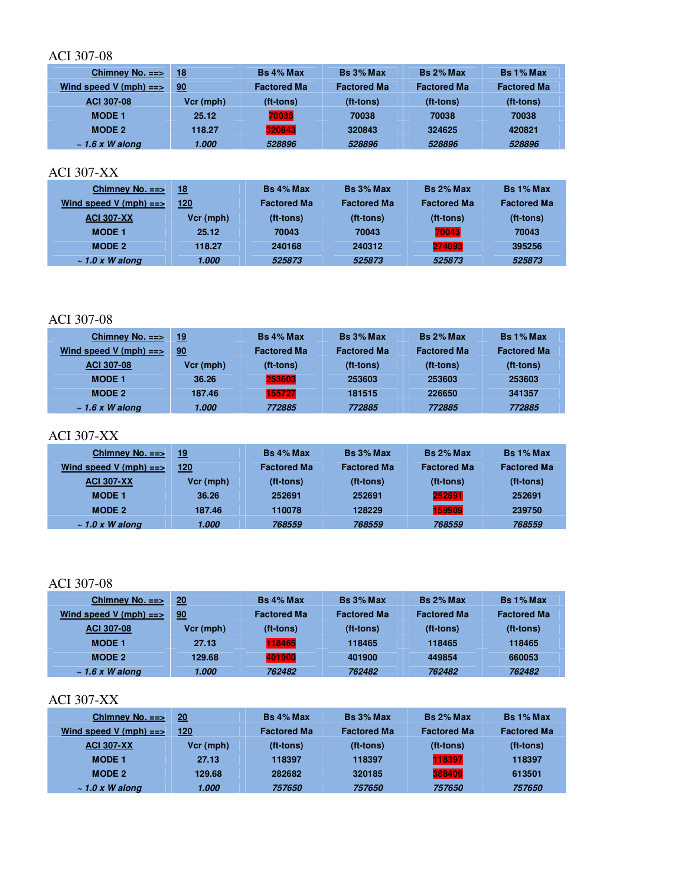ACI 307-08

| Chimney No. ==> | 18 | Bs 4% Max | Bs 3% Max | Bs 2% Max | Bs 1% Max |
|---|---|---|---|---|---|
| Wind speed V (mph) ==> | 90 | Factored Ma | Factored Ma | Factored Ma | Factored Ma |
| ACI 307-08 | Vcr (mph) | (ft-tons) | (ft-tons) | (ft-tons) | (ft-tons) |
| MODE 1 | 25.12 | 70038 | 70038 | 70038 | 70038 |
| MODE 2 | 118.27 | 320843 | 320843 | 324625 | 420821 |
| *~ 1.6 x W along* | *1.000* | *528896* | *528896* | *528896* | *528896* |

ACI 307-XX

| Chimney No. ==> | 18 | Bs 4% Max | Bs 3% Max | Bs 2% Max | Bs 1% Max |
|---|---|---|---|---|---|
| Wind speed V (mph) ==> | 120 | Factored Ma | Factored Ma | Factored Ma | Factored Ma |
| ACI 307-XX | Vcr (mph) | (ft-tons) | (ft-tons) | (ft-tons) | (ft-tons) |
| MODE 1 | 25.12 | 70043 | 70043 | 70043 | 70043 |
| MODE 2 | 118.27 | 240168 | 240312 | 274093 | 395256 |
| *~ 1.0 x W along* | *1.000* | *525873* | *525873* | *525873* | *525873* |

ACI 307-08

| Chimney No. ==> | 19 | Bs 4% Max | Bs 3% Max | Bs 2% Max | Bs 1% Max |
|---|---|---|---|---|---|
| Wind speed V (mph) ==> | 90 | Factored Ma | Factored Ma | Factored Ma | Factored Ma |
| ACI 307-08 | Vcr (mph) | (ft-tons) | (ft-tons) | (ft-tons) | (ft-tons) |
| MODE 1 | 36.26 | 253603 | 253603 | 253603 | 253603 |
| MODE 2 | 187.46 | 155727 | 181515 | 226650 | 341357 |
| *~ 1.6 x W along* | *1.000* | *772885* | *772885* | *772885* | *772885* |

ACI 307-XX

| Chimney No. ==> | 19 | Bs 4% Max | Bs 3% Max | Bs 2% Max | Bs 1% Max |
|---|---|---|---|---|---|
| Wind speed V (mph) ==> | 120 | Factored Ma | Factored Ma | Factored Ma | Factored Ma |
| ACI 307-XX | Vcr (mph) | (ft-tons) | (ft-tons) | (ft-tons) | (ft-tons) |
| MODE 1 | 36.26 | 252691 | 252691 | 252691 | 252691 |
| MODE 2 | 187.46 | 110078 | 128229 | 159909 | 239750 |
| *~ 1.0 x W along* | *1.000* | *768559* | *768559* | *768559* | *768559* |

ACI 307-08

| Chimney No. ==> | 20 | Bs 4% Max | Bs 3% Max | Bs 2% Max | Bs 1% Max |
|---|---|---|---|---|---|
| Wind speed V (mph) ==> | 90 | Factored Ma | Factored Ma | Factored Ma | Factored Ma |
| ACI 307-08 | Vcr (mph) | (ft-tons) | (ft-tons) | (ft-tons) | (ft-tons) |
| MODE 1 | 27.13 | 118465 | 118465 | 118465 | 118465 |
| MODE 2 | 129.68 | 401900 | 401900 | 449854 | 660053 |
| *~ 1.6 x W along* | *1.000* | *762482* | *762482* | *762482* | *762482* |

ACI 307-XX

| Chimney No. ==> | 20 | Bs 4% Max | Bs 3% Max | Bs 2% Max | Bs 1% Max |
|---|---|---|---|---|---|
| Wind speed V (mph) ==> | 120 | Factored Ma | Factored Ma | Factored Ma | Factored Ma |
| ACI 307-XX | Vcr (mph) | (ft-tons) | (ft-tons) | (ft-tons) | (ft-tons) |
| MODE 1 | 27.13 | 118397 | 118397 | 118397 | 118397 |
| MODE 2 | 129.68 | 282682 | 320185 | 388409 | 613501 |
| *~ 1.0 x W along* | *1.000* | *757650* | *757650* | *757650* | *757650* |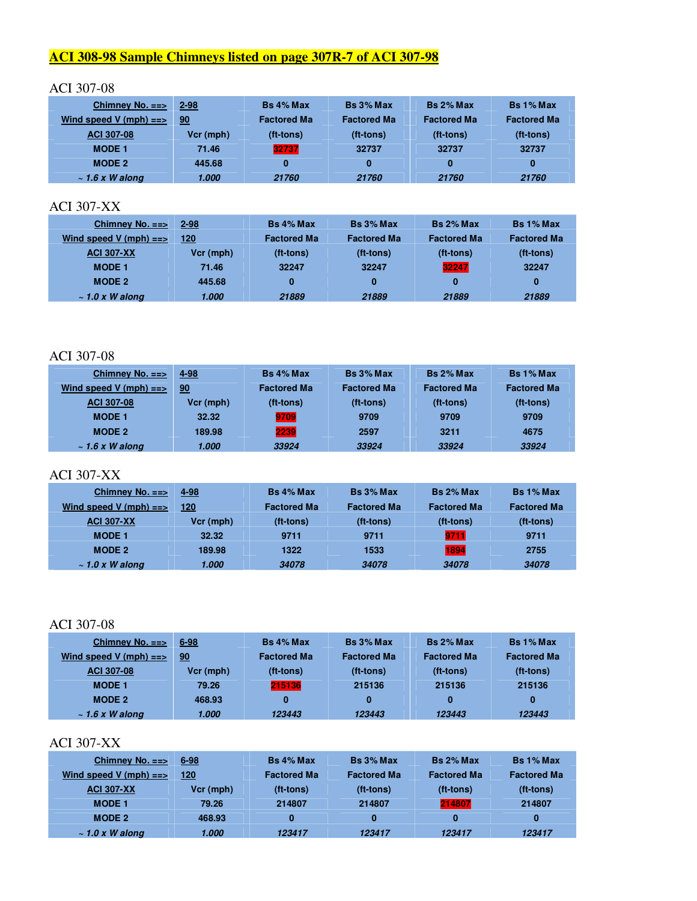# ACI 308-98 Sample Chimneys listed on page 307R-7 of ACI 307-98

ACI 307-08

| Chimney No. ==> | 2-98 | Bs 4% Max | Bs 3% Max | Bs 2% Max | Bs 1% Max |
|---|---|---|---|---|---|
| Wind speed V (mph) ==> | 90 | Factored Ma | Factored Ma | Factored Ma | Factored Ma |
| ACI 307-08 | Vcr (mph) | (ft-tons) | (ft-tons) | (ft-tons) | (ft-tons) |
| MODE 1 | 71.46 | 32737 | 32737 | 32737 | 32737 |
| MODE 2 | 445.68 | 0 | 0 | 0 | 0 |
| *~ 1.6 x W along* | *1.000* | *21760* | *21760* | *21760* | *21760* |

ACI 307-XX

| Chimney No. ==> | 2-98 | Bs 4% Max | Bs 3% Max | Bs 2% Max | Bs 1% Max |
|---|---|---|---|---|---|
| Wind speed V (mph) ==> | 120 | Factored Ma | Factored Ma | Factored Ma | Factored Ma |
| ACI 307-XX | Vcr (mph) | (ft-tons) | (ft-tons) | (ft-tons) | (ft-tons) |
| MODE 1 | 71.46 | 32247 | 32247 | 32247 | 32247 |
| MODE 2 | 445.68 | 0 | 0 | 0 | 0 |
| *~ 1.0 x W along* | *1.000* | *21889* | *21889* | *21889* | *21889* |

ACI 307-08

| Chimney No. ==> | 4-98 | Bs 4% Max | Bs 3% Max | Bs 2% Max | Bs 1% Max |
|---|---|---|---|---|---|
| Wind speed V (mph) ==> | 90 | Factored Ma | Factored Ma | Factored Ma | Factored Ma |
| ACI 307-08 | Vcr (mph) | (ft-tons) | (ft-tons) | (ft-tons) | (ft-tons) |
| MODE 1 | 32.32 | 9709 | 9709 | 9709 | 9709 |
| MODE 2 | 189.98 | 2239 | 2597 | 3211 | 4675 |
| *~ 1.6 x W along* | *1.000* | *33924* | *33924* | *33924* | *33924* |

ACI 307-XX

| Chimney No. ==> | 4-98 | Bs 4% Max | Bs 3% Max | Bs 2% Max | Bs 1% Max |
|---|---|---|---|---|---|
| Wind speed V (mph) ==> | 120 | Factored Ma | Factored Ma | Factored Ma | Factored Ma |
| ACI 307-XX | Vcr (mph) | (ft-tons) | (ft-tons) | (ft-tons) | (ft-tons) |
| MODE 1 | 32.32 | 9711 | 9711 | 9711 | 9711 |
| MODE 2 | 189.98 | 1322 | 1533 | 1894 | 2755 |
| *~ 1.0 x W along* | *1.000* | *34078* | *34078* | *34078* | *34078* |

ACI 307-08

| Chimney No. ==> | 6-98 | Bs 4% Max | Bs 3% Max | Bs 2% Max | Bs 1% Max |
|---|---|---|---|---|---|
| Wind speed V (mph) ==> | 90 | Factored Ma | Factored Ma | Factored Ma | Factored Ma |
| ACI 307-08 | Vcr (mph) | (ft-tons) | (ft-tons) | (ft-tons) | (ft-tons) |
| MODE 1 | 79.26 | 215136 | 215136 | 215136 | 215136 |
| MODE 2 | 468.93 | 0 | 0 | 0 | 0 |
| *~ 1.6 x W along* | *1.000* | *123443* | *123443* | *123443* | *123443* |

ACI 307-XX

| Chimney No. ==> | 6-98 | Bs 4% Max | Bs 3% Max | Bs 2% Max | Bs 1% Max |
|---|---|---|---|---|---|
| Wind speed V (mph) ==> | 120 | Factored Ma | Factored Ma | Factored Ma | Factored Ma |
| ACI 307-XX | Vcr (mph) | (ft-tons) | (ft-tons) | (ft-tons) | (ft-tons) |
| MODE 1 | 79.26 | 214807 | 214807 | 214807 | 214807 |
| MODE 2 | 468.93 | 0 | 0 | 0 | 0 |
| *~ 1.0 x W along* | *1.000* | *123417* | *123417* | *123417* | *123417* |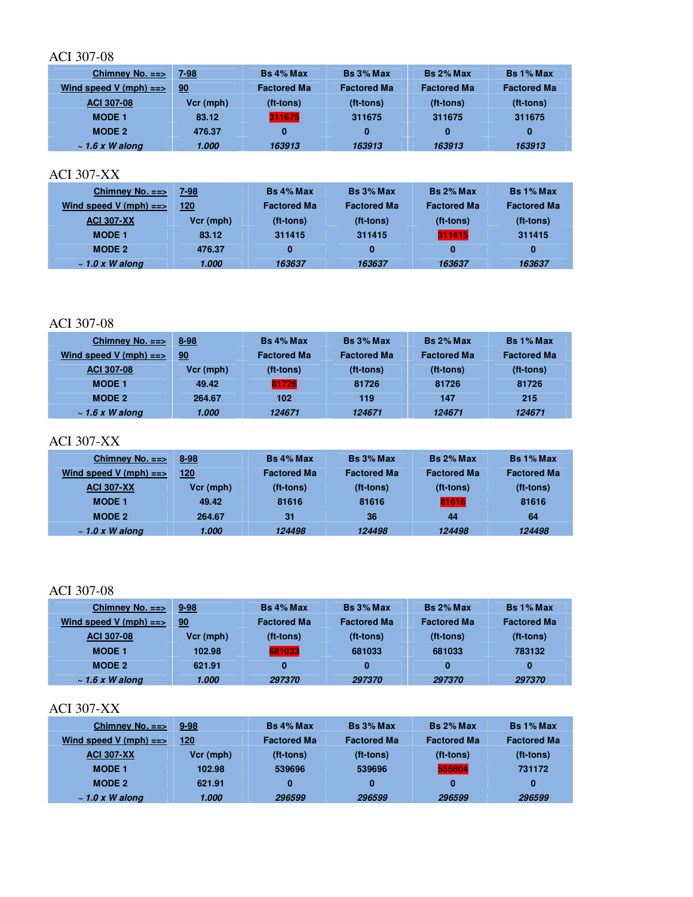ACI 307-08

| Chimney No. ==> | 7-98 | Bs 4% Max | Bs 3% Max | Bs 2% Max | Bs 1% Max |
|---|---|---|---|---|---|
| Wind speed V (mph) ==> | 90 | Factored Ma | Factored Ma | Factored Ma | Factored Ma |
| ACI 307-08 | Vcr (mph) | (ft-tons) | (ft-tons) | (ft-tons) | (ft-tons) |
| MODE 1 | 83.12 | 311675 | 311675 | 311675 | 311675 |
| MODE 2 | 476.37 | 0 | 0 | 0 | 0 |
| *~ 1.6 x W along* | *1.000* | *163913* | *163913* | *163913* | *163913* |

ACI 307-XX

| Chimney No. ==> | 7-98 | Bs 4% Max | Bs 3% Max | Bs 2% Max | Bs 1% Max |
|---|---|---|---|---|---|
| Wind speed V (mph) ==> | 120 | Factored Ma | Factored Ma | Factored Ma | Factored Ma |
| ACI 307-XX | Vcr (mph) | (ft-tons) | (ft-tons) | (ft-tons) | (ft-tons) |
| MODE 1 | 83.12 | 311415 | 311415 | 311415 | 311415 |
| MODE 2 | 476.37 | 0 | 0 | 0 | 0 |
| *~ 1.0 x W along* | *1.000* | *163637* | *163637* | *163637* | *163637* |

ACI 307-08

| Chimney No. ==> | 8-98 | Bs 4% Max | Bs 3% Max | Bs 2% Max | Bs 1% Max |
|---|---|---|---|---|---|
| Wind speed V (mph) ==> | 90 | Factored Ma | Factored Ma | Factored Ma | Factored Ma |
| ACI 307-08 | Vcr (mph) | (ft-tons) | (ft-tons) | (ft-tons) | (ft-tons) |
| MODE 1 | 49.42 | 81726 | 81726 | 81726 | 81726 |
| MODE 2 | 264.67 | 102 | 119 | 147 | 215 |
| *~ 1.6 x W along* | *1.000* | *124671* | *124671* | *124671* | *124671* |

ACI 307-XX

| Chimney No. ==> | 8-98 | Bs 4% Max | Bs 3% Max | Bs 2% Max | Bs 1% Max |
|---|---|---|---|---|---|
| Wind speed V (mph) ==> | 120 | Factored Ma | Factored Ma | Factored Ma | Factored Ma |
| ACI 307-XX | Vcr (mph) | (ft-tons) | (ft-tons) | (ft-tons) | (ft-tons) |
| MODE 1 | 49.42 | 81616 | 81616 | 81616 | 81616 |
| MODE 2 | 264.67 | 31 | 36 | 44 | 64 |
| *~ 1.0 x W along* | *1.000* | *124498* | *124498* | *124498* | *124498* |

ACI 307-08

| Chimney No. ==> | 9-98 | Bs 4% Max | Bs 3% Max | Bs 2% Max | Bs 1% Max |
|---|---|---|---|---|---|
| Wind speed V (mph) ==> | 90 | Factored Ma | Factored Ma | Factored Ma | Factored Ma |
| ACI 307-08 | Vcr (mph) | (ft-tons) | (ft-tons) | (ft-tons) | (ft-tons) |
| MODE 1 | 102.98 | 681033 | 681033 | 681033 | 783132 |
| MODE 2 | 621.91 | 0 | 0 | 0 | 0 |
| *~ 1.6 x W along* | *1.000* | *297370* | *297370* | *297370* | *297370* |

ACI 307-XX

| Chimney No. ==> | 9-98 | Bs 4% Max | Bs 3% Max | Bs 2% Max | Bs 1% Max |
|---|---|---|---|---|---|
| Wind speed V (mph) ==> | 120 | Factored Ma | Factored Ma | Factored Ma | Factored Ma |
| ACI 307-XX | Vcr (mph) | (ft-tons) | (ft-tons) | (ft-tons) | (ft-tons) |
| MODE 1 | 102.98 | 539696 | 539696 | 555804 | 731172 |
| MODE 2 | 621.91 | 0 | 0 | 0 | 0 |
| *~ 1.0 x W along* | *1.000* | *296599* | *296599* | *296599* | *296599* |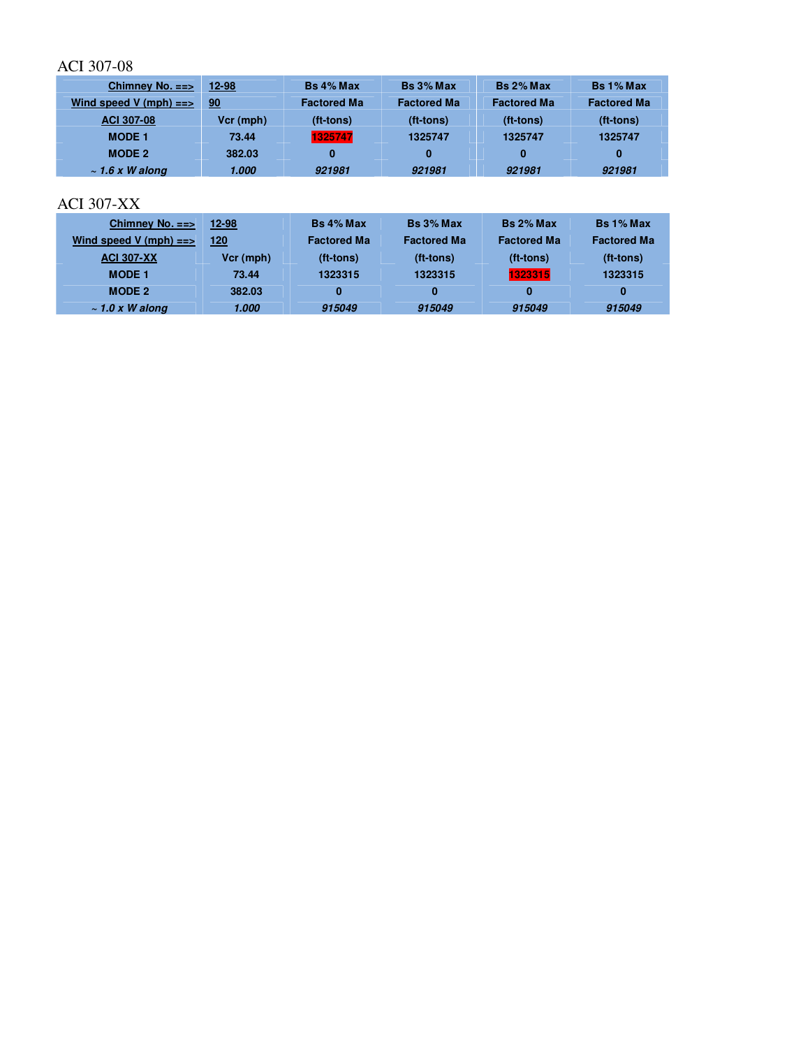ACI 307-08

| Chimney No. ==> | 12-98 | Bs 4% Max | Bs 3% Max | Bs 2% Max | Bs 1% Max |
|---|---|---|---|---|---|
| Wind speed V (mph) ==> | 90 | Factored Ma | Factored Ma | Factored Ma | Factored Ma |
| ACI 307-08 | Vcr (mph) | (ft-tons) | (ft-tons) | (ft-tons) | (ft-tons) |
| MODE 1 | 73.44 | 1325747 | 1325747 | 1325747 | 1325747 |
| MODE 2 | 382.03 | 0 | 0 | 0 | 0 |
| *~ 1.6 x W along* | *1.000* | *921981* | *921981* | *921981* | *921981* |

ACI 307-XX

| Chimney No. ==> | 12-98 | Bs 4% Max | Bs 3% Max | Bs 2% Max | Bs 1% Max |
|---|---|---|---|---|---|
| Wind speed V (mph) ==> | 120 | Factored Ma | Factored Ma | Factored Ma | Factored Ma |
| ACI 307-XX | Vcr (mph) | (ft-tons) | (ft-tons) | (ft-tons) | (ft-tons) |
| MODE 1 | 73.44 | 1323315 | 1323315 | 1323315 | 1323315 |
| MODE 2 | 382.03 | 0 | 0 | 0 | 0 |
| *~ 1.0 x W along* | *1.000* | *915049* | *915049* | *915049* | *915049* |